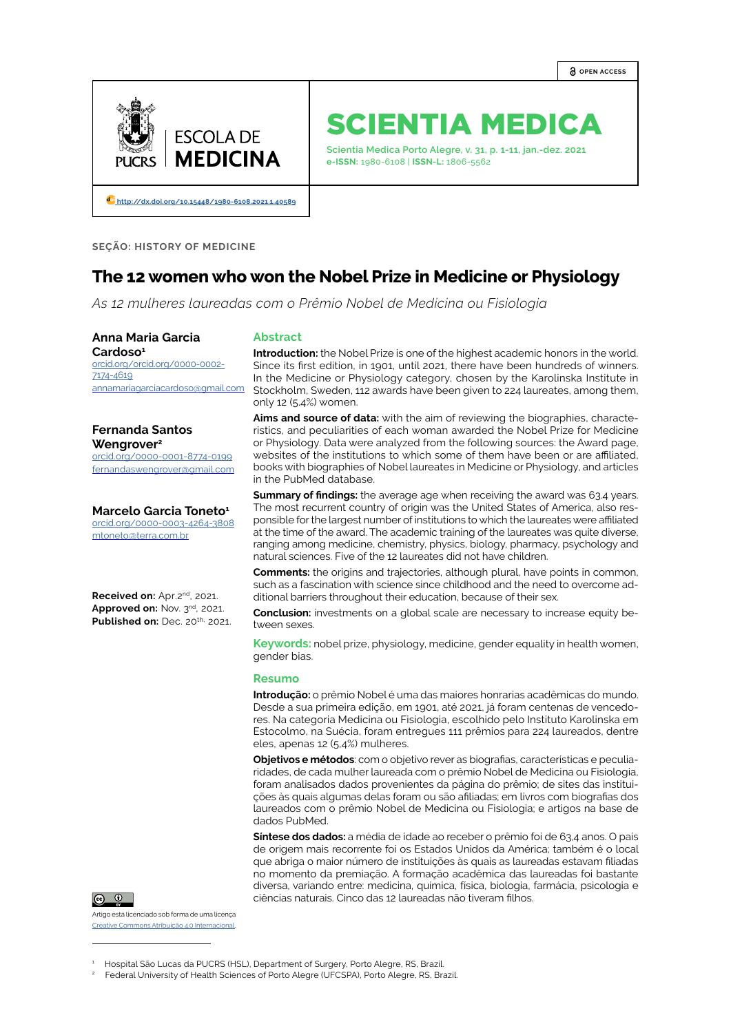OPEN ACCESS

ESCOLA DE MEDICINA — PUCRS

# SCIENTIA MEDICA

Scientia Medica Porto Alegre, v. 31, p. 1-11, jan.-dez. 2021
**e-ISSN:** 1980-6108 | **ISSN-L:** 1806-5562

http://dx.doi.org/10.15448/1980-6108.2021.1.40589

**SEÇÃO: HISTORY OF MEDICINE**

# The 12 women who won the Nobel Prize in Medicine or Physiology

*As 12 mulheres laureadas com o Prêmio Nobel de Medicina ou Fisiologia*

**Anna Maria Garcia Cardoso**[1]
orcid.org/orcid.org/0000-0002-7174-4619
annamariagarciacardoso@gmail.com

**Fernanda Santos Wengrover**[2]
orcid.org/0000-0001-8774-0199
fernandaswengrover@gmail.com

**Marcelo Garcia Toneto**[1]
orcid.org/0000-0003-4264-3808
mtoneto@terra.com.br

**Received on:** Apr.2nd, 2021.
**Approved on:** Nov. 3rd, 2021.
**Published on:** Dec. 20th, 2021.

## Abstract

**Introduction:** the Nobel Prize is one of the highest academic honors in the world. Since its first edition, in 1901, until 2021, there have been hundreds of winners. In the Medicine or Physiology category, chosen by the Karolinska Institute in Stockholm, Sweden, 112 awards have been given to 224 laureates, among them, only 12 (5.4%) women.

**Aims and source of data:** with the aim of reviewing the biographies, characteristics, and peculiarities of each woman awarded the Nobel Prize for Medicine or Physiology. Data were analyzed from the following sources: the Award page, websites of the institutions to which some of them have been or are affiliated, books with biographies of Nobel laureates in Medicine or Physiology, and articles in the PubMed database.

**Summary of findings:** the average age when receiving the award was 63.4 years. The most recurrent country of origin was the United States of America, also responsible for the largest number of institutions to which the laureates were affiliated at the time of the award. The academic training of the laureates was quite diverse, ranging among medicine, chemistry, physics, biology, pharmacy, psychology and natural sciences. Five of the 12 laureates did not have children.

**Comments:** the origins and trajectories, although plural, have points in common, such as a fascination with science since childhood and the need to overcome additional barriers throughout their education, because of their sex.

**Conclusion:** investments on a global scale are necessary to increase equity between sexes.

**Keywords:** nobel prize, physiology, medicine, gender equality in health women, gender bias.

## Resumo

**Introdução:** o prêmio Nobel é uma das maiores honrarias acadêmicas do mundo. Desde a sua primeira edição, em 1901, até 2021, já foram centenas de vencedores. Na categoria Medicina ou Fisiologia, escolhido pelo Instituto Karolinska em Estocolmo, na Suécia, foram entregues 111 prêmios para 224 laureados, dentre eles, apenas 12 (5,4%) mulheres.

**Objetivos e métodos**: com o objetivo rever as biografias, caracteristicas e peculiaridades, de cada mulher laureada com o prêmio Nobel de Medicina ou Fisiologia, foram analisados dados provenientes da página do prêmio; de sites das instituições às quais algumas delas foram ou são afiliadas; em livros com biografias dos laureados com o prêmio Nobel de Medicina ou Fisiologia; e artigos na base de dados PubMed.

**Síntese dos dados:** a média de idade ao receber o prêmio foi de 63,4 anos. O país de origem mais recorrente foi os Estados Unidos da América; também é o local que abriga o maior número de instituições às quais as laureadas estavam filiadas no momento da premiação. A formação acadêmica das laureadas foi bastante diversa, variando entre: medicina, química, física, biologia, farmácia, psicologia e ciências naturais. Cinco das 12 laureadas não tiveram filhos.

Artigo está licenciado sob forma de uma licença Creative Commons Atribuição 4.0 Internacional.

[1] Hospital São Lucas da PUCRS (HSL), Department of Surgery, Porto Alegre, RS, Brazil.
[2] Federal University of Health Sciences of Porto Alegre (UFCSPA), Porto Alegre, RS, Brazil.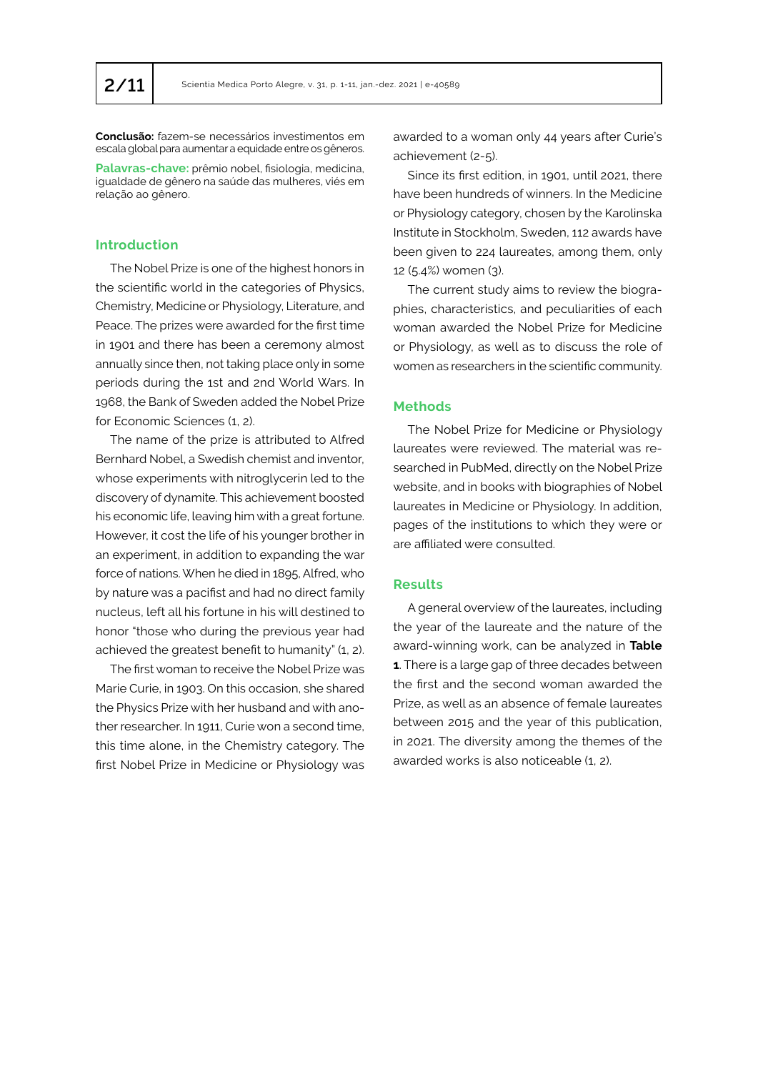**Conclusão:** fazem-se necessários investimentos em escala global para aumentar a equidade entre os gêneros.

**Palavras-chave:** prêmio nobel, fisiologia, medicina, igualdade de gênero na saúde das mulheres, viés em relação ao gênero.

## Introduction

The Nobel Prize is one of the highest honors in the scientific world in the categories of Physics, Chemistry, Medicine or Physiology, Literature, and Peace. The prizes were awarded for the first time in 1901 and there has been a ceremony almost annually since then, not taking place only in some periods during the 1st and 2nd World Wars. In 1968, the Bank of Sweden added the Nobel Prize for Economic Sciences (1, 2).

The name of the prize is attributed to Alfred Bernhard Nobel, a Swedish chemist and inventor, whose experiments with nitroglycerin led to the discovery of dynamite. This achievement boosted his economic life, leaving him with a great fortune. However, it cost the life of his younger brother in an experiment, in addition to expanding the war force of nations. When he died in 1895, Alfred, who by nature was a pacifist and had no direct family nucleus, left all his fortune in his will destined to honor "those who during the previous year had achieved the greatest benefit to humanity" (1, 2).

The first woman to receive the Nobel Prize was Marie Curie, in 1903. On this occasion, she shared the Physics Prize with her husband and with another researcher. In 1911, Curie won a second time, this time alone, in the Chemistry category. The first Nobel Prize in Medicine or Physiology was awarded to a woman only 44 years after Curie's achievement (2-5).

Since its first edition, in 1901, until 2021, there have been hundreds of winners. In the Medicine or Physiology category, chosen by the Karolinska Institute in Stockholm, Sweden, 112 awards have been given to 224 laureates, among them, only 12 (5.4%) women (3).

The current study aims to review the biographies, characteristics, and peculiarities of each woman awarded the Nobel Prize for Medicine or Physiology, as well as to discuss the role of women as researchers in the scientific community.

## Methods

The Nobel Prize for Medicine or Physiology laureates were reviewed. The material was researched in PubMed, directly on the Nobel Prize website, and in books with biographies of Nobel laureates in Medicine or Physiology. In addition, pages of the institutions to which they were or are affiliated were consulted.

## Results

A general overview of the laureates, including the year of the laureate and the nature of the award-winning work, can be analyzed in **Table 1**. There is a large gap of three decades between the first and the second woman awarded the Prize, as well as an absence of female laureates between 2015 and the year of this publication, in 2021. The diversity among the themes of the awarded works is also noticeable (1, 2).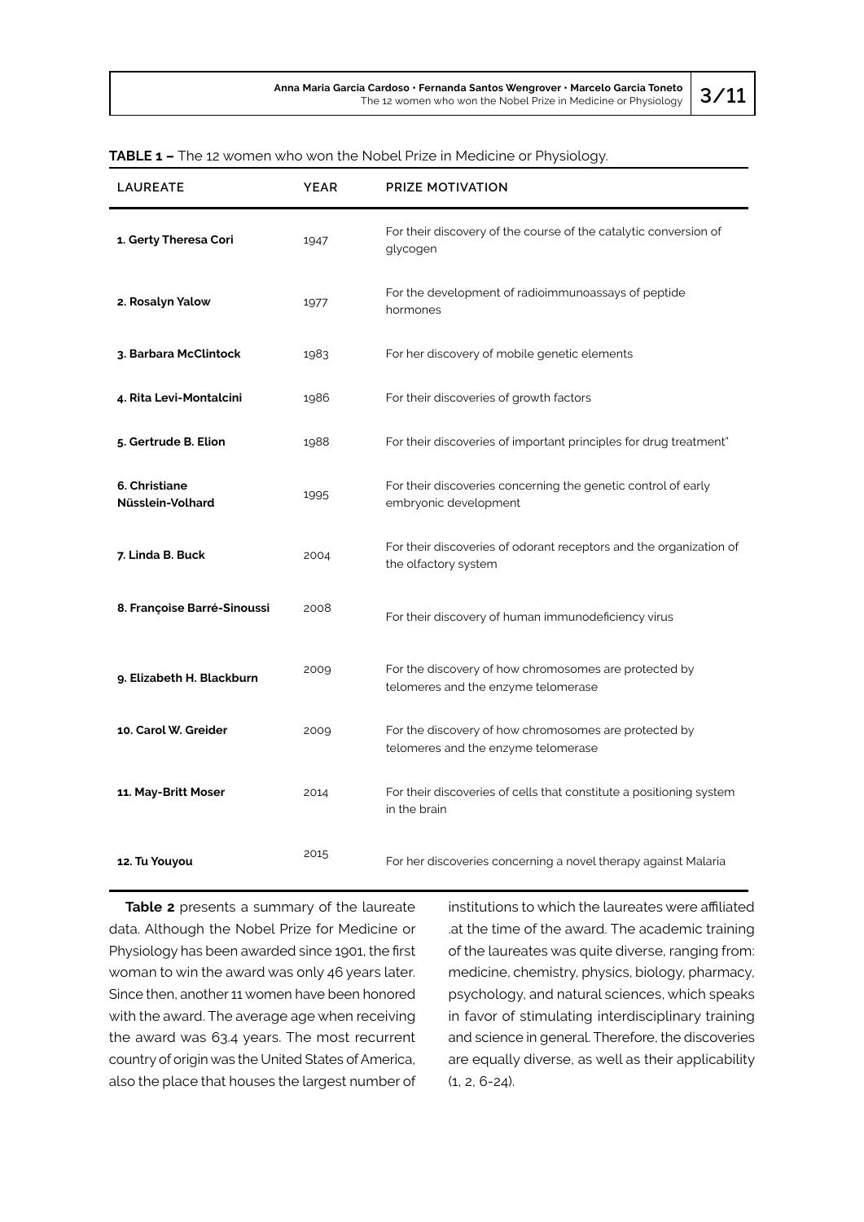**TABLE 1 –** The 12 women who won the Nobel Prize in Medicine or Physiology.

| LAUREATE | YEAR | PRIZE MOTIVATION |
|---|---|---|
| **1. Gerty Theresa Cori** | 1947 | For their discovery of the course of the catalytic conversion of glycogen |
| **2. Rosalyn Yalow** | 1977 | For the development of radioimmunoassays of peptide hormones |
| **3. Barbara McClintock** | 1983 | For her discovery of mobile genetic elements |
| **4. Rita Levi-Montalcini** | 1986 | For their discoveries of growth factors |
| **5. Gertrude B. Elion** | 1988 | For their discoveries of important principles for drug treatment" |
| **6. Christiane Nüsslein-Volhard** | 1995 | For their discoveries concerning the genetic control of early embryonic development |
| **7. Linda B. Buck** | 2004 | For their discoveries of odorant receptors and the organization of the olfactory system |
| **8. Françoise Barré-Sinoussi** | 2008 | For their discovery of human immunodeficiency virus |
| **9. Elizabeth H. Blackburn** | 2009 | For the discovery of how chromosomes are protected by telomeres and the enzyme telomerase |
| **10. Carol W. Greider** | 2009 | For the discovery of how chromosomes are protected by telomeres and the enzyme telomerase |
| **11. May-Britt Moser** | 2014 | For their discoveries of cells that constitute a positioning system in the brain |
| **12. Tu Youyou** | 2015 | For her discoveries concerning a novel therapy against Malaria |

**Table 2** presents a summary of the laureate data. Although the Nobel Prize for Medicine or Physiology has been awarded since 1901, the first woman to win the award was only 46 years later. Since then, another 11 women have been honored with the award. The average age when receiving the award was 63.4 years. The most recurrent country of origin was the United States of America, also the place that houses the largest number of institutions to which the laureates were affiliated .at the time of the award. The academic training of the laureates was quite diverse, ranging from: medicine, chemistry, physics, biology, pharmacy, psychology, and natural sciences, which speaks in favor of stimulating interdisciplinary training and science in general. Therefore, the discoveries are equally diverse, as well as their applicability (1, 2, 6-24).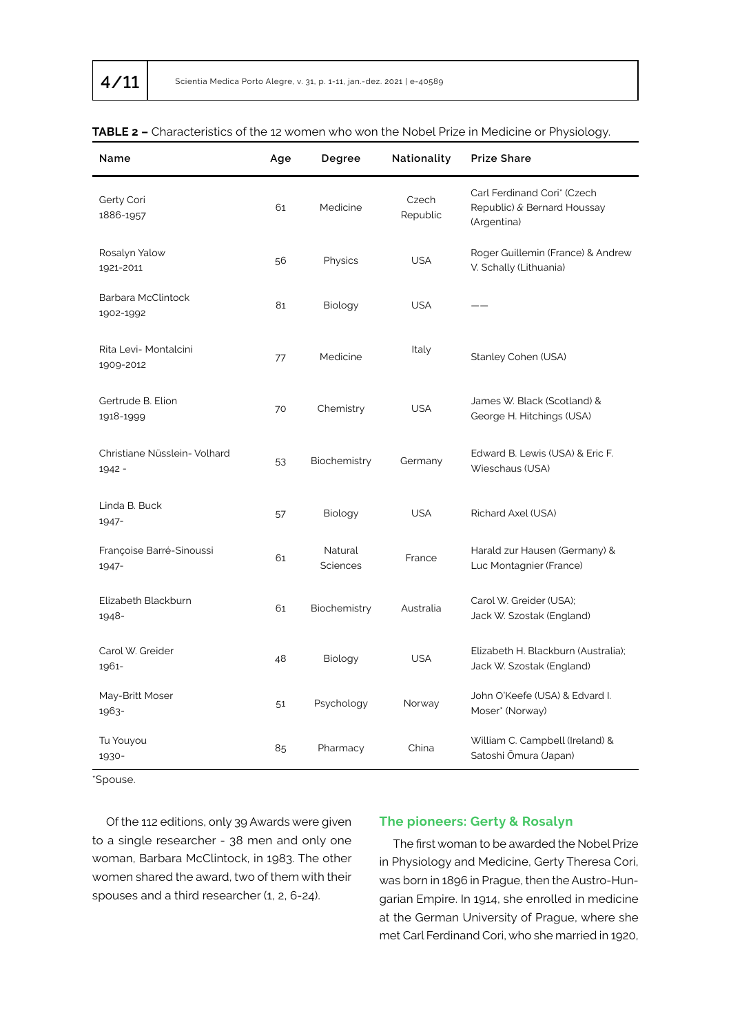**TABLE 2 –** Characteristics of the 12 women who won the Nobel Prize in Medicine or Physiology.

| Name | Age | Degree | Nationality | Prize Share |
|---|---|---|---|---|
| Gerty Cori 1886-1957 | 61 | Medicine | Czech Republic | Carl Ferdinand Cori* (Czech Republic) & Bernard Houssay (Argentina) |
| Rosalyn Yalow 1921-2011 | 56 | Physics | USA | Roger Guillemin (France) & Andrew V. Schally (Lithuania) |
| Barbara McClintock 1902-1992 | 81 | Biology | USA | —— |
| Rita Levi- Montalcini 1909-2012 | 77 | Medicine | Italy | Stanley Cohen (USA) |
| Gertrude B. Elion 1918-1999 | 70 | Chemistry | USA | James W. Black (Scotland) & George H. Hitchings (USA) |
| Christiane Nüsslein- Volhard 1942 - | 53 | Biochemistry | Germany | Edward B. Lewis (USA) & Eric F. Wieschaus (USA) |
| Linda B. Buck 1947- | 57 | Biology | USA | Richard Axel (USA) |
| Françoise Barré-Sinoussi 1947- | 61 | Natural Sciences | France | Harald zur Hausen (Germany) & Luc Montagnier (France) |
| Elizabeth Blackburn 1948- | 61 | Biochemistry | Australia | Carol W. Greider (USA); Jack W. Szostak (England) |
| Carol W. Greider 1961- | 48 | Biology | USA | Elizabeth H. Blackburn (Australia); Jack W. Szostak (England) |
| May-Britt Moser 1963- | 51 | Psychology | Norway | John O'Keefe (USA) & Edvard I. Moser* (Norway) |
| Tu Youyou 1930- | 85 | Pharmacy | China | William C. Campbell (Ireland) & Satoshi Ōmura (Japan) |

*Spouse.

Of the 112 editions, only 39 Awards were given to a single researcher - 38 men and only one woman, Barbara McClintock, in 1983. The other women shared the award, two of them with their spouses and a third researcher (1, 2, 6-24).

## The pioneers: Gerty & Rosalyn

The first woman to be awarded the Nobel Prize in Physiology and Medicine, Gerty Theresa Cori, was born in 1896 in Prague, then the Austro-Hungarian Empire. In 1914, she enrolled in medicine at the German University of Prague, where she met Carl Ferdinand Cori, who she married in 1920,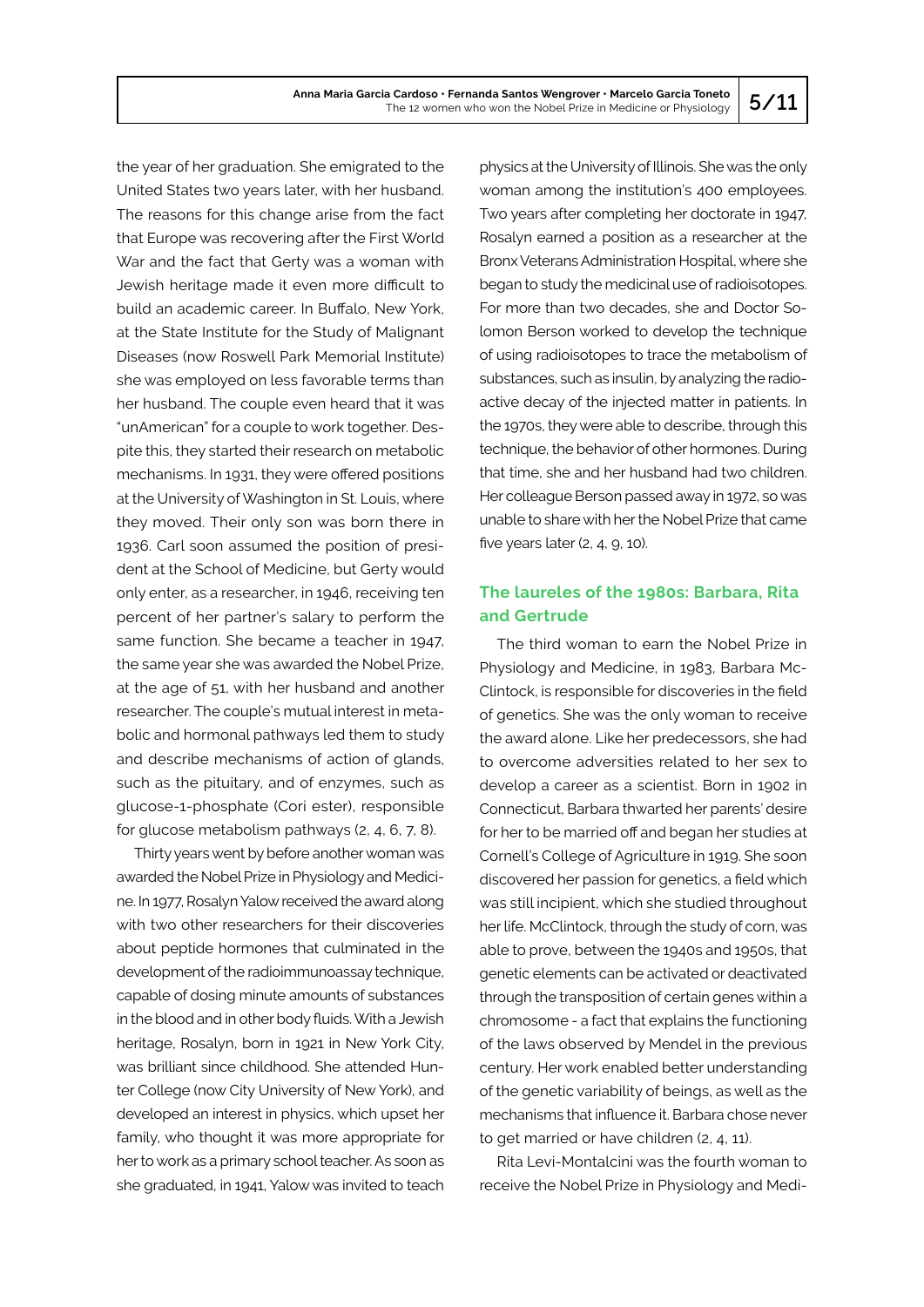the year of her graduation. She emigrated to the United States two years later, with her husband. The reasons for this change arise from the fact that Europe was recovering after the First World War and the fact that Gerty was a woman with Jewish heritage made it even more difficult to build an academic career. In Buffalo, New York, at the State Institute for the Study of Malignant Diseases (now Roswell Park Memorial Institute) she was employed on less favorable terms than her husband. The couple even heard that it was "unAmerican" for a couple to work together. Despite this, they started their research on metabolic mechanisms. In 1931, they were offered positions at the University of Washington in St. Louis, where they moved. Their only son was born there in 1936. Carl soon assumed the position of president at the School of Medicine, but Gerty would only enter, as a researcher, in 1946, receiving ten percent of her partner's salary to perform the same function. She became a teacher in 1947, the same year she was awarded the Nobel Prize, at the age of 51, with her husband and another researcher. The couple's mutual interest in metabolic and hormonal pathways led them to study and describe mechanisms of action of glands, such as the pituitary, and of enzymes, such as glucose-1-phosphate (Cori ester), responsible for glucose metabolism pathways (2, 4, 6, 7, 8).

Thirty years went by before another woman was awarded the Nobel Prize in Physiology and Medicine. In 1977, Rosalyn Yalow received the award along with two other researchers for their discoveries about peptide hormones that culminated in the development of the radioimmunoassay technique, capable of dosing minute amounts of substances in the blood and in other body fluids. With a Jewish heritage, Rosalyn, born in 1921 in New York City, was brilliant since childhood. She attended Hunter College (now City University of New York), and developed an interest in physics, which upset her family, who thought it was more appropriate for her to work as a primary school teacher. As soon as she graduated, in 1941, Yalow was invited to teach physics at the University of Illinois. She was the only woman among the institution's 400 employees. Two years after completing her doctorate in 1947, Rosalyn earned a position as a researcher at the Bronx Veterans Administration Hospital, where she began to study the medicinal use of radioisotopes. For more than two decades, she and Doctor Solomon Berson worked to develop the technique of using radioisotopes to trace the metabolism of substances, such as insulin, by analyzing the radioactive decay of the injected matter in patients. In the 1970s, they were able to describe, through this technique, the behavior of other hormones. During that time, she and her husband had two children. Her colleague Berson passed away in 1972, so was unable to share with her the Nobel Prize that came five years later (2, 4, 9, 10).

## The laureles of the 1980s: Barbara, Rita and Gertrude

The third woman to earn the Nobel Prize in Physiology and Medicine, in 1983, Barbara McClintock, is responsible for discoveries in the field of genetics. She was the only woman to receive the award alone. Like her predecessors, she had to overcome adversities related to her sex to develop a career as a scientist. Born in 1902 in Connecticut, Barbara thwarted her parents' desire for her to be married off and began her studies at Cornell's College of Agriculture in 1919. She soon discovered her passion for genetics, a field which was still incipient, which she studied throughout her life. McClintock, through the study of corn, was able to prove, between the 1940s and 1950s, that genetic elements can be activated or deactivated through the transposition of certain genes within a chromosome - a fact that explains the functioning of the laws observed by Mendel in the previous century. Her work enabled better understanding of the genetic variability of beings, as well as the mechanisms that influence it. Barbara chose never to get married or have children (2, 4, 11).

Rita Levi-Montalcini was the fourth woman to receive the Nobel Prize in Physiology and Medi-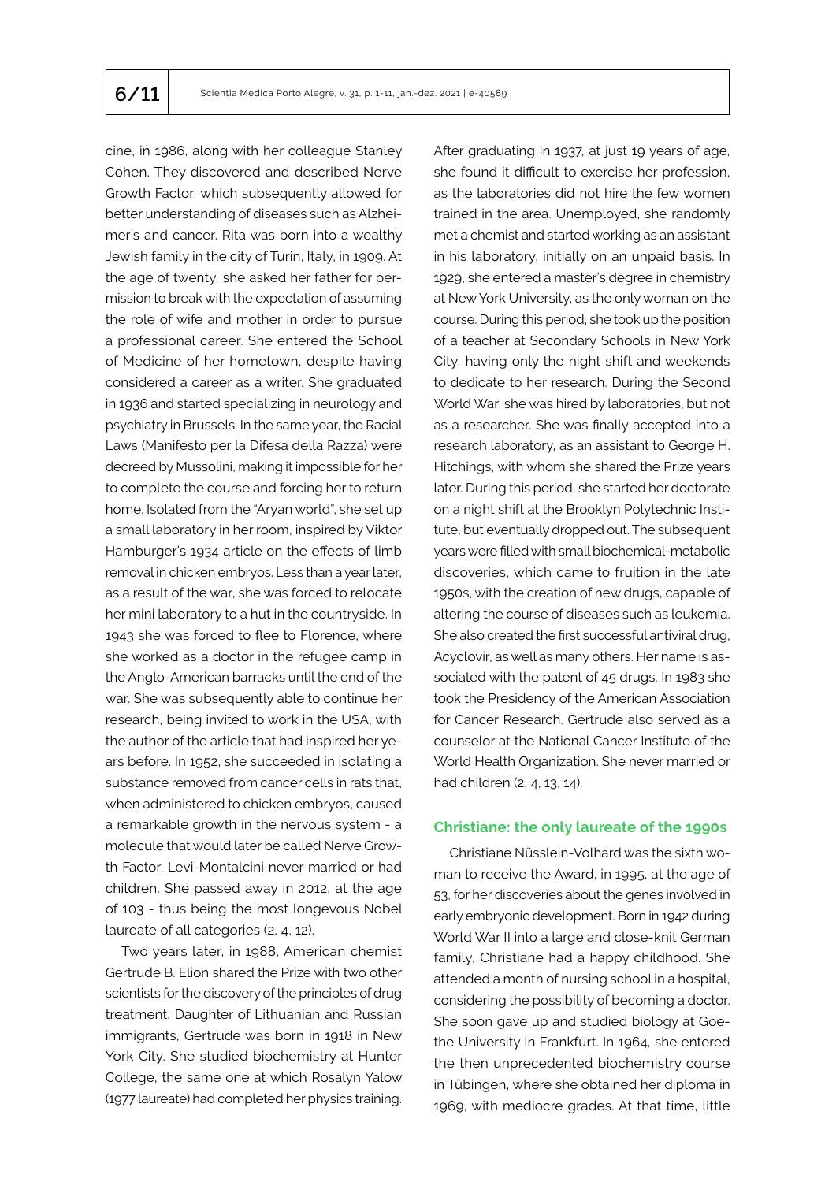cine, in 1986, along with her colleague Stanley Cohen. They discovered and described Nerve Growth Factor, which subsequently allowed for better understanding of diseases such as Alzheimer's and cancer. Rita was born into a wealthy Jewish family in the city of Turin, Italy, in 1909. At the age of twenty, she asked her father for permission to break with the expectation of assuming the role of wife and mother in order to pursue a professional career. She entered the School of Medicine of her hometown, despite having considered a career as a writer. She graduated in 1936 and started specializing in neurology and psychiatry in Brussels. In the same year, the Racial Laws (Manifesto per la Difesa della Razza) were decreed by Mussolini, making it impossible for her to complete the course and forcing her to return home. Isolated from the "Aryan world", she set up a small laboratory in her room, inspired by Viktor Hamburger's 1934 article on the effects of limb removal in chicken embryos. Less than a year later, as a result of the war, she was forced to relocate her mini laboratory to a hut in the countryside. In 1943 she was forced to flee to Florence, where she worked as a doctor in the refugee camp in the Anglo-American barracks until the end of the war. She was subsequently able to continue her research, being invited to work in the USA, with the author of the article that had inspired her years before. In 1952, she succeeded in isolating a substance removed from cancer cells in rats that, when administered to chicken embryos, caused a remarkable growth in the nervous system - a molecule that would later be called Nerve Growth Factor. Levi-Montalcini never married or had children. She passed away in 2012, at the age of 103 - thus being the most longevous Nobel laureate of all categories (2, 4, 12).

Two years later, in 1988, American chemist Gertrude B. Elion shared the Prize with two other scientists for the discovery of the principles of drug treatment. Daughter of Lithuanian and Russian immigrants, Gertrude was born in 1918 in New York City. She studied biochemistry at Hunter College, the same one at which Rosalyn Yalow (1977 laureate) had completed her physics training. After graduating in 1937, at just 19 years of age, she found it difficult to exercise her profession, as the laboratories did not hire the few women trained in the area. Unemployed, she randomly met a chemist and started working as an assistant in his laboratory, initially on an unpaid basis. In 1929, she entered a master's degree in chemistry at New York University, as the only woman on the course. During this period, she took up the position of a teacher at Secondary Schools in New York City, having only the night shift and weekends to dedicate to her research. During the Second World War, she was hired by laboratories, but not as a researcher. She was finally accepted into a research laboratory, as an assistant to George H. Hitchings, with whom she shared the Prize years later. During this period, she started her doctorate on a night shift at the Brooklyn Polytechnic Institute, but eventually dropped out. The subsequent years were filled with small biochemical-metabolic discoveries, which came to fruition in the late 1950s, with the creation of new drugs, capable of altering the course of diseases such as leukemia. She also created the first successful antiviral drug, Acyclovir, as well as many others. Her name is associated with the patent of 45 drugs. In 1983 she took the Presidency of the American Association for Cancer Research. Gertrude also served as a counselor at the National Cancer Institute of the World Health Organization. She never married or had children (2, 4, 13, 14).

### Christiane: the only laureate of the 1990s

Christiane Nüsslein-Volhard was the sixth woman to receive the Award, in 1995, at the age of 53, for her discoveries about the genes involved in early embryonic development. Born in 1942 during World War II into a large and close-knit German family, Christiane had a happy childhood. She attended a month of nursing school in a hospital, considering the possibility of becoming a doctor. She soon gave up and studied biology at Goethe University in Frankfurt. In 1964, she entered the then unprecedented biochemistry course in Tübingen, where she obtained her diploma in 1969, with mediocre grades. At that time, little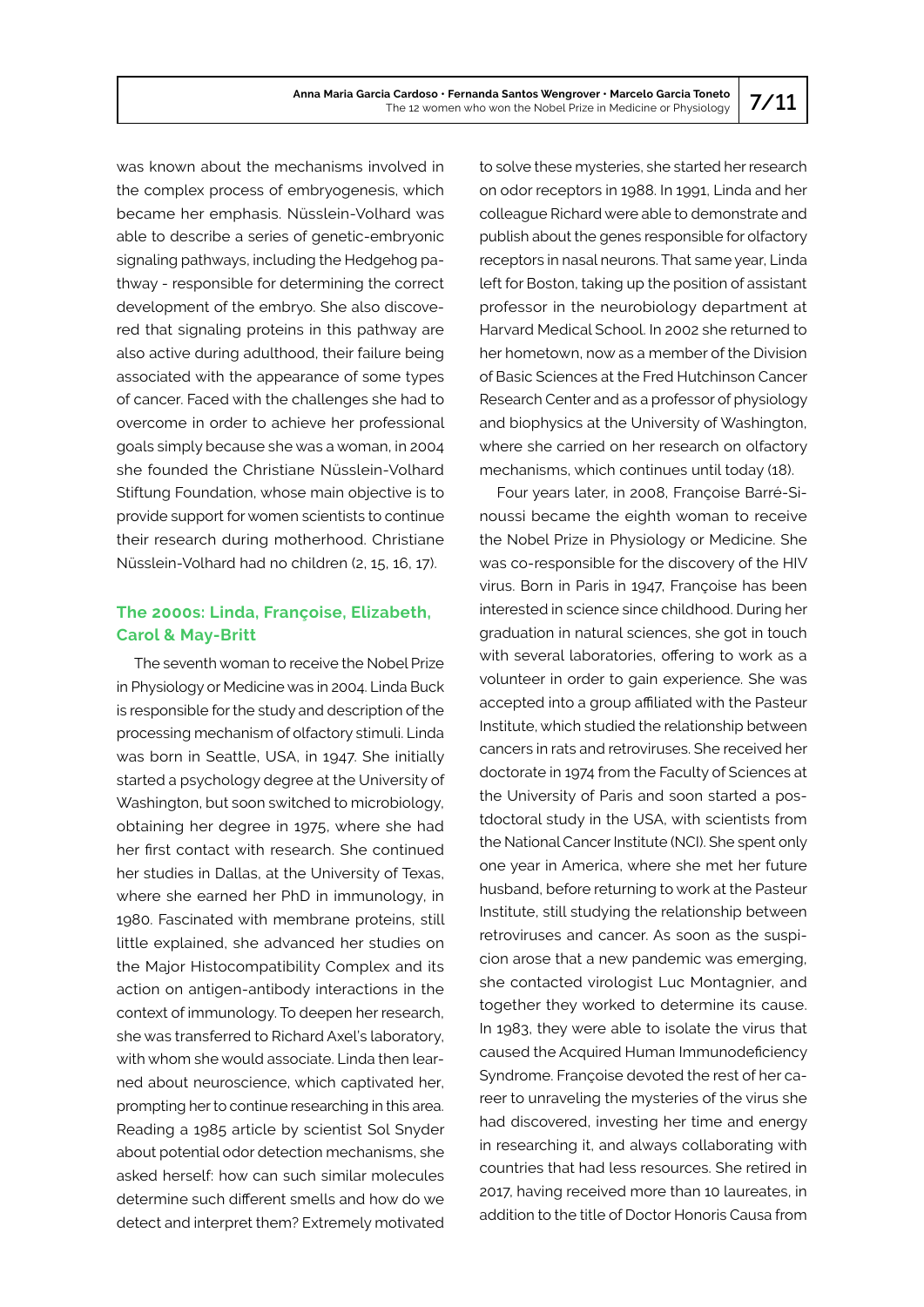was known about the mechanisms involved in the complex process of embryogenesis, which became her emphasis. Nüsslein-Volhard was able to describe a series of genetic-embryonic signaling pathways, including the Hedgehog pathway - responsible for determining the correct development of the embryo. She also discovered that signaling proteins in this pathway are also active during adulthood, their failure being associated with the appearance of some types of cancer. Faced with the challenges she had to overcome in order to achieve her professional goals simply because she was a woman, in 2004 she founded the Christiane Nüsslein-Volhard Stiftung Foundation, whose main objective is to provide support for women scientists to continue their research during motherhood. Christiane Nüsslein-Volhard had no children (2, 15, 16, 17).

## The 2000s: Linda, Françoise, Elizabeth, Carol & May-Britt

The seventh woman to receive the Nobel Prize in Physiology or Medicine was in 2004. Linda Buck is responsible for the study and description of the processing mechanism of olfactory stimuli. Linda was born in Seattle, USA, in 1947. She initially started a psychology degree at the University of Washington, but soon switched to microbiology, obtaining her degree in 1975, where she had her first contact with research. She continued her studies in Dallas, at the University of Texas, where she earned her PhD in immunology, in 1980. Fascinated with membrane proteins, still little explained, she advanced her studies on the Major Histocompatibility Complex and its action on antigen-antibody interactions in the context of immunology. To deepen her research, she was transferred to Richard Axel's laboratory, with whom she would associate. Linda then learned about neuroscience, which captivated her, prompting her to continue researching in this area. Reading a 1985 article by scientist Sol Snyder about potential odor detection mechanisms, she asked herself: how can such similar molecules determine such different smells and how do we detect and interpret them? Extremely motivated to solve these mysteries, she started her research on odor receptors in 1988. In 1991, Linda and her colleague Richard were able to demonstrate and publish about the genes responsible for olfactory receptors in nasal neurons. That same year, Linda left for Boston, taking up the position of assistant professor in the neurobiology department at Harvard Medical School. In 2002 she returned to her hometown, now as a member of the Division of Basic Sciences at the Fred Hutchinson Cancer Research Center and as a professor of physiology and biophysics at the University of Washington, where she carried on her research on olfactory mechanisms, which continues until today (18).

Four years later, in 2008, Françoise Barré-Sinoussi became the eighth woman to receive the Nobel Prize in Physiology or Medicine. She was co-responsible for the discovery of the HIV virus. Born in Paris in 1947, Françoise has been interested in science since childhood. During her graduation in natural sciences, she got in touch with several laboratories, offering to work as a volunteer in order to gain experience. She was accepted into a group affiliated with the Pasteur Institute, which studied the relationship between cancers in rats and retroviruses. She received her doctorate in 1974 from the Faculty of Sciences at the University of Paris and soon started a postdoctoral study in the USA, with scientists from the National Cancer Institute (NCI). She spent only one year in America, where she met her future husband, before returning to work at the Pasteur Institute, still studying the relationship between retroviruses and cancer. As soon as the suspicion arose that a new pandemic was emerging, she contacted virologist Luc Montagnier, and together they worked to determine its cause. In 1983, they were able to isolate the virus that caused the Acquired Human Immunodeficiency Syndrome. Françoise devoted the rest of her career to unraveling the mysteries of the virus she had discovered, investing her time and energy in researching it, and always collaborating with countries that had less resources. She retired in 2017, having received more than 10 laureates, in addition to the title of Doctor Honoris Causa from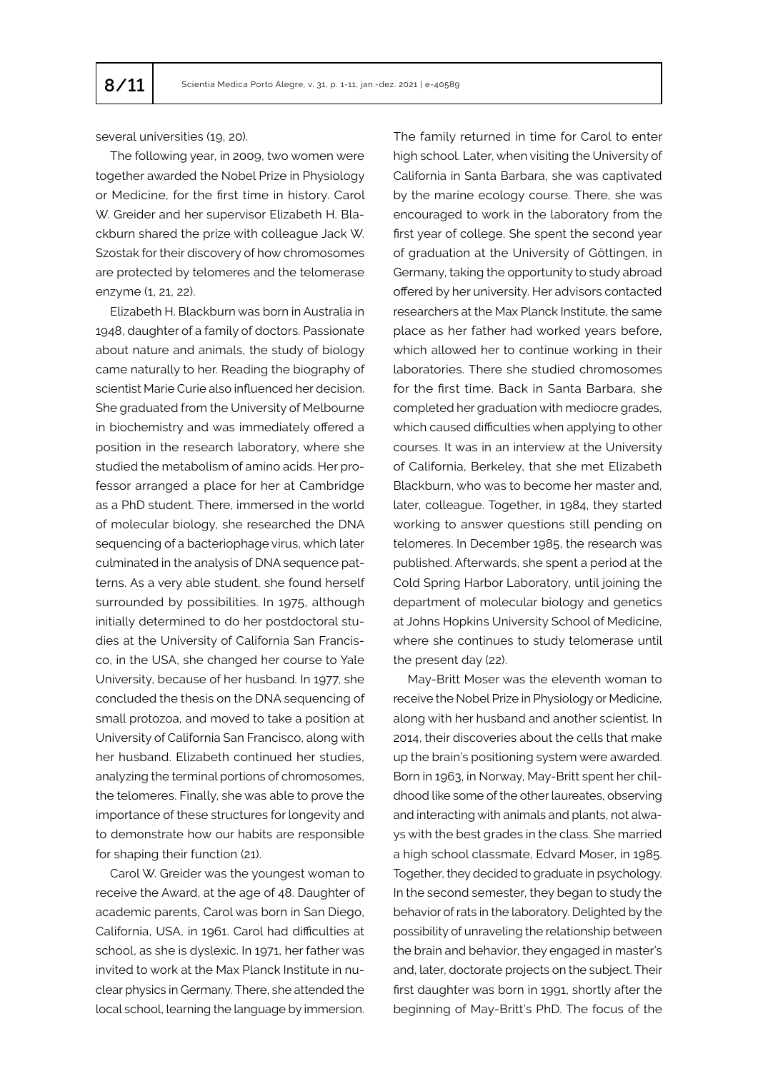several universities (19, 20).

The following year, in 2009, two women were together awarded the Nobel Prize in Physiology or Medicine, for the first time in history. Carol W. Greider and her supervisor Elizabeth H. Blackburn shared the prize with colleague Jack W. Szostak for their discovery of how chromosomes are protected by telomeres and the telomerase enzyme (1, 21, 22).

Elizabeth H. Blackburn was born in Australia in 1948, daughter of a family of doctors. Passionate about nature and animals, the study of biology came naturally to her. Reading the biography of scientist Marie Curie also influenced her decision. She graduated from the University of Melbourne in biochemistry and was immediately offered a position in the research laboratory, where she studied the metabolism of amino acids. Her professor arranged a place for her at Cambridge as a PhD student. There, immersed in the world of molecular biology, she researched the DNA sequencing of a bacteriophage virus, which later culminated in the analysis of DNA sequence patterns. As a very able student, she found herself surrounded by possibilities. In 1975, although initially determined to do her postdoctoral studies at the University of California San Francisco, in the USA, she changed her course to Yale University, because of her husband. In 1977, she concluded the thesis on the DNA sequencing of small protozoa, and moved to take a position at University of California San Francisco, along with her husband. Elizabeth continued her studies, analyzing the terminal portions of chromosomes, the telomeres. Finally, she was able to prove the importance of these structures for longevity and to demonstrate how our habits are responsible for shaping their function (21).

Carol W. Greider was the youngest woman to receive the Award, at the age of 48. Daughter of academic parents, Carol was born in San Diego, California, USA, in 1961. Carol had difficulties at school, as she is dyslexic. In 1971, her father was invited to work at the Max Planck Institute in nuclear physics in Germany. There, she attended the local school, learning the language by immersion. The family returned in time for Carol to enter high school. Later, when visiting the University of California in Santa Barbara, she was captivated by the marine ecology course. There, she was encouraged to work in the laboratory from the first year of college. She spent the second year of graduation at the University of Göttingen, in Germany, taking the opportunity to study abroad offered by her university. Her advisors contacted researchers at the Max Planck Institute, the same place as her father had worked years before, which allowed her to continue working in their laboratories. There she studied chromosomes for the first time. Back in Santa Barbara, she completed her graduation with mediocre grades, which caused difficulties when applying to other courses. It was in an interview at the University of California, Berkeley, that she met Elizabeth Blackburn, who was to become her master and, later, colleague. Together, in 1984, they started working to answer questions still pending on telomeres. In December 1985, the research was published. Afterwards, she spent a period at the Cold Spring Harbor Laboratory, until joining the department of molecular biology and genetics at Johns Hopkins University School of Medicine, where she continues to study telomerase until the present day (22).

May-Britt Moser was the eleventh woman to receive the Nobel Prize in Physiology or Medicine, along with her husband and another scientist. In 2014, their discoveries about the cells that make up the brain's positioning system were awarded. Born in 1963, in Norway, May-Britt spent her childhood like some of the other laureates, observing and interacting with animals and plants, not always with the best grades in the class. She married a high school classmate, Edvard Moser, in 1985. Together, they decided to graduate in psychology. In the second semester, they began to study the behavior of rats in the laboratory. Delighted by the possibility of unraveling the relationship between the brain and behavior, they engaged in master's and, later, doctorate projects on the subject. Their first daughter was born in 1991, shortly after the beginning of May-Britt's PhD. The focus of the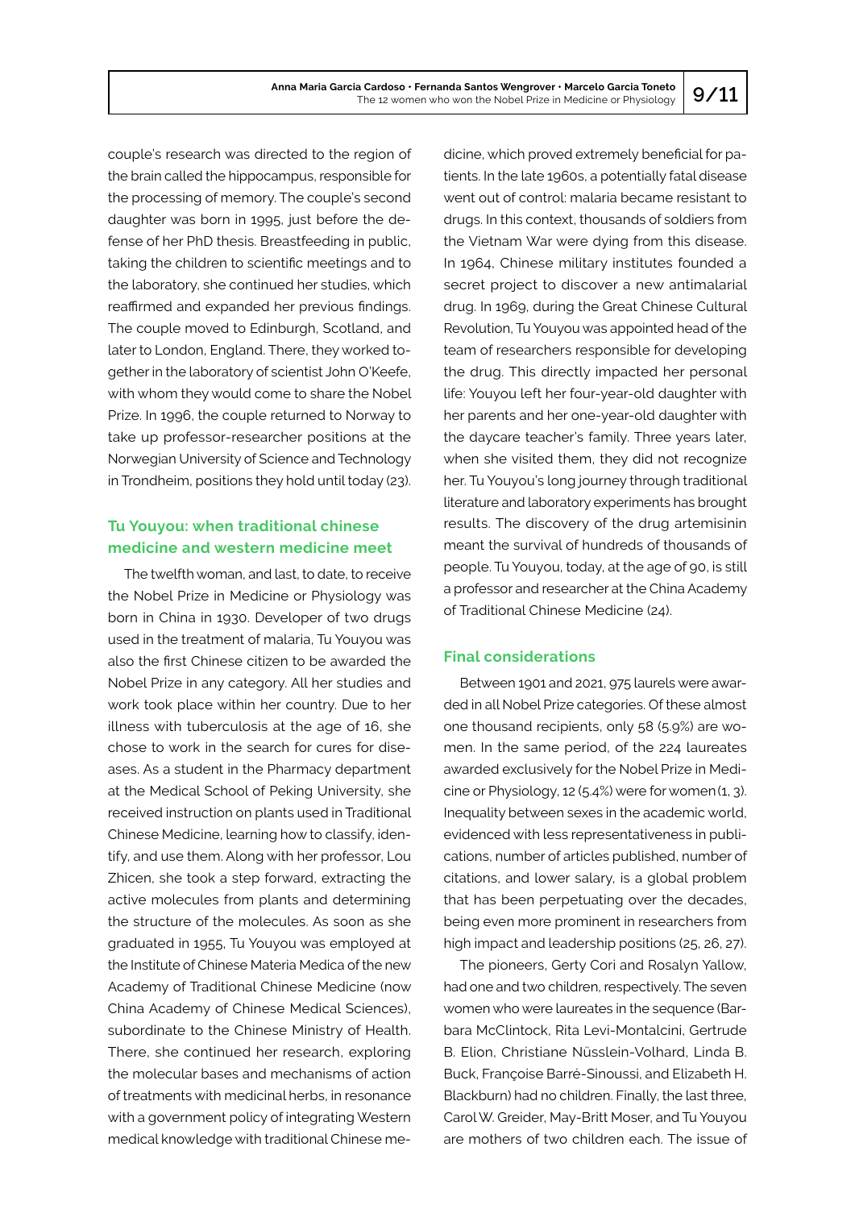couple's research was directed to the region of the brain called the hippocampus, responsible for the processing of memory. The couple's second daughter was born in 1995, just before the defense of her PhD thesis. Breastfeeding in public, taking the children to scientific meetings and to the laboratory, she continued her studies, which reaffirmed and expanded her previous findings. The couple moved to Edinburgh, Scotland, and later to London, England. There, they worked together in the laboratory of scientist John O'Keefe, with whom they would come to share the Nobel Prize. In 1996, the couple returned to Norway to take up professor-researcher positions at the Norwegian University of Science and Technology in Trondheim, positions they hold until today (23).

## Tu Youyou: when traditional chinese medicine and western medicine meet

The twelfth woman, and last, to date, to receive the Nobel Prize in Medicine or Physiology was born in China in 1930. Developer of two drugs used in the treatment of malaria, Tu Youyou was also the first Chinese citizen to be awarded the Nobel Prize in any category. All her studies and work took place within her country. Due to her illness with tuberculosis at the age of 16, she chose to work in the search for cures for diseases. As a student in the Pharmacy department at the Medical School of Peking University, she received instruction on plants used in Traditional Chinese Medicine, learning how to classify, identify, and use them. Along with her professor, Lou Zhicen, she took a step forward, extracting the active molecules from plants and determining the structure of the molecules. As soon as she graduated in 1955, Tu Youyou was employed at the Institute of Chinese Materia Medica of the new Academy of Traditional Chinese Medicine (now China Academy of Chinese Medical Sciences), subordinate to the Chinese Ministry of Health. There, she continued her research, exploring the molecular bases and mechanisms of action of treatments with medicinal herbs, in resonance with a government policy of integrating Western medical knowledge with traditional Chinese medicine, which proved extremely beneficial for patients. In the late 1960s, a potentially fatal disease went out of control: malaria became resistant to drugs. In this context, thousands of soldiers from the Vietnam War were dying from this disease. In 1964, Chinese military institutes founded a secret project to discover a new antimalarial drug. In 1969, during the Great Chinese Cultural Revolution, Tu Youyou was appointed head of the team of researchers responsible for developing the drug. This directly impacted her personal life: Youyou left her four-year-old daughter with her parents and her one-year-old daughter with the daycare teacher's family. Three years later, when she visited them, they did not recognize her. Tu Youyou's long journey through traditional literature and laboratory experiments has brought results. The discovery of the drug artemisinin meant the survival of hundreds of thousands of people. Tu Youyou, today, at the age of 90, is still a professor and researcher at the China Academy of Traditional Chinese Medicine (24).

## Final considerations

Between 1901 and 2021, 975 laurels were awarded in all Nobel Prize categories. Of these almost one thousand recipients, only 58 (5.9%) are women. In the same period, of the 224 laureates awarded exclusively for the Nobel Prize in Medicine or Physiology, 12 (5.4%) were for women (1, 3). Inequality between sexes in the academic world, evidenced with less representativeness in publications, number of articles published, number of citations, and lower salary, is a global problem that has been perpetuating over the decades, being even more prominent in researchers from high impact and leadership positions (25, 26, 27).

The pioneers, Gerty Cori and Rosalyn Yallow, had one and two children, respectively. The seven women who were laureates in the sequence (Barbara McClintock, Rita Levi-Montalcini, Gertrude B. Elion, Christiane Nüsslein-Volhard, Linda B. Buck, Françoise Barré-Sinoussi, and Elizabeth H. Blackburn) had no children. Finally, the last three, Carol W. Greider, May-Britt Moser, and Tu Youyou are mothers of two children each. The issue of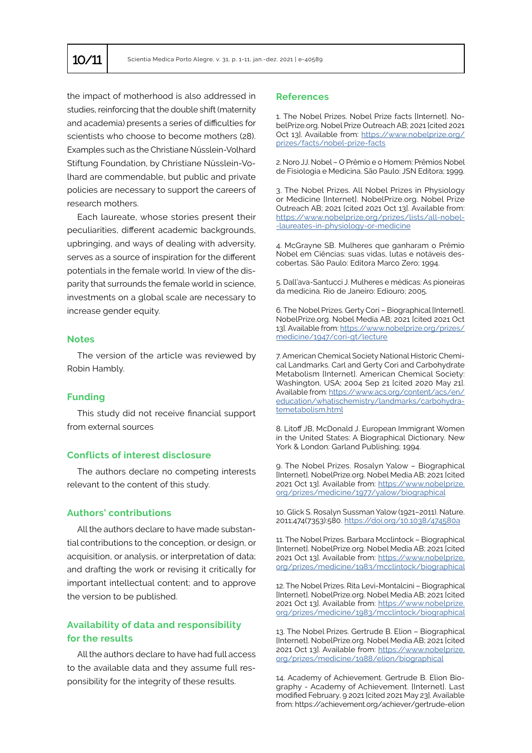the impact of motherhood is also addressed in studies, reinforcing that the double shift (maternity and academia) presents a series of difficulties for scientists who choose to become mothers (28). Examples such as the Christiane Nüsslein-Volhard Stiftung Foundation, by Christiane Nüsslein-Volhard are commendable, but public and private policies are necessary to support the careers of research mothers.

Each laureate, whose stories present their peculiarities, different academic backgrounds, upbringing, and ways of dealing with adversity, serves as a source of inspiration for the different potentials in the female world. In view of the disparity that surrounds the female world in science, investments on a global scale are necessary to increase gender equity.

## Notes

The version of the article was reviewed by Robin Hambly.

## Funding

This study did not receive financial support from external sources

## Conflicts of interest disclosure

The authors declare no competing interests relevant to the content of this study.

## Authors' contributions

All the authors declare to have made substantial contributions to the conception, or design, or acquisition, or analysis, or interpretation of data; and drafting the work or revising it critically for important intellectual content; and to approve the version to be published.

## Availability of data and responsibility for the results

All the authors declare to have had full access to the available data and they assume full responsibility for the integrity of these results.

## References

1. The Nobel Prizes. Nobel Prize facts [Internet]. NobelPrize.org. Nobel Prize Outreach AB; 2021 [cited 2021 Oct 13]. Available from: https://www.nobelprize.org/prizes/facts/nobel-prize-facts

2. Noro JJ. Nobel – O Prêmio e o Homem: Prêmios Nobel de Fisiologia e Medicina. São Paulo: JSN Editora; 1999.

3. The Nobel Prizes. All Nobel Prizes in Physiology or Medicine [Internet]. NobelPrize.org. Nobel Prize Outreach AB; 2021 [cited 2021 Oct 13]. Available from: https://www.nobelprize.org/prizes/lists/all-nobel-laureates-in-physiology-or-medicine

4. McGrayne SB. Mulheres que ganharam o Prêmio Nobel em Ciências: suas vidas, lutas e notáveis descobertas. São Paulo: Editora Marco Zero; 1994.

5. Dall'ava-Santucci J. Mulheres e médicas: As pioneiras da medicina. Rio de Janeiro: Ediouro; 2005.

6. The Nobel Prizes. Gerty Cori – Biographical [Internet]. NobelPrize.org. Nobel Media AB; 2021 [cited 2021 Oct 13]. Available from: https://www.nobelprize.org/prizes/medicine/1947/cori-gt/lecture

7. American Chemical Society National Historic Chemical Landmarks. Carl and Gerty Cori and Carbohydrate Metabolism [Internet]. American Chemical Society: Washington, USA; 2004 Sep 21 [cited 2020 May 21]. Available from: https://www.acs.org/content/acs/en/education/whatischemistry/landmarks/carbohydratemetabolism.html

8. Litoff JB, McDonald J. European Immigrant Women in the United States: A Biographical Dictionary. New York & London: Garland Publishing; 1994.

9. The Nobel Prizes. Rosalyn Yalow – Biographical [Internet]. NobelPrize.org. Nobel Media AB; 2021 [cited 2021 Oct 13]. Available from: https://www.nobelprize.org/prizes/medicine/1977/yalow/biographical

10. Glick S. Rosalyn Sussman Yalow (1921–2011). Nature. 2011;474(7353):580. https://doi.org/10.1038/474580a

11. The Nobel Prizes. Barbara Mcclintock – Biographical [Internet]. NobelPrize.org. Nobel Media AB; 2021 [cited 2021 Oct 13]. Available from: https://www.nobelprize.org/prizes/medicine/1983/mcclintock/biographical

12. The Nobel Prizes. Rita Levi-Montalcini – Biographical [Internet]. NobelPrize.org. Nobel Media AB; 2021 [cited 2021 Oct 13]. Available from: https://www.nobelprize.org/prizes/medicine/1983/mcclintock/biographical

13. The Nobel Prizes. Gertrude B. Elion – Biographical [Internet]. NobelPrize.org. Nobel Media AB; 2021 [cited 2021 Oct 13]. Available from: https://www.nobelprize.org/prizes/medicine/1988/elion/biographical

14. Academy of Achievement. Gertrude B. Elion Biography - Academy of Achievement. [Internet]. Last modified February, 9 2021 [cited 2021 May 23]. Available from: https://achievement.org/achiever/gertrude-elion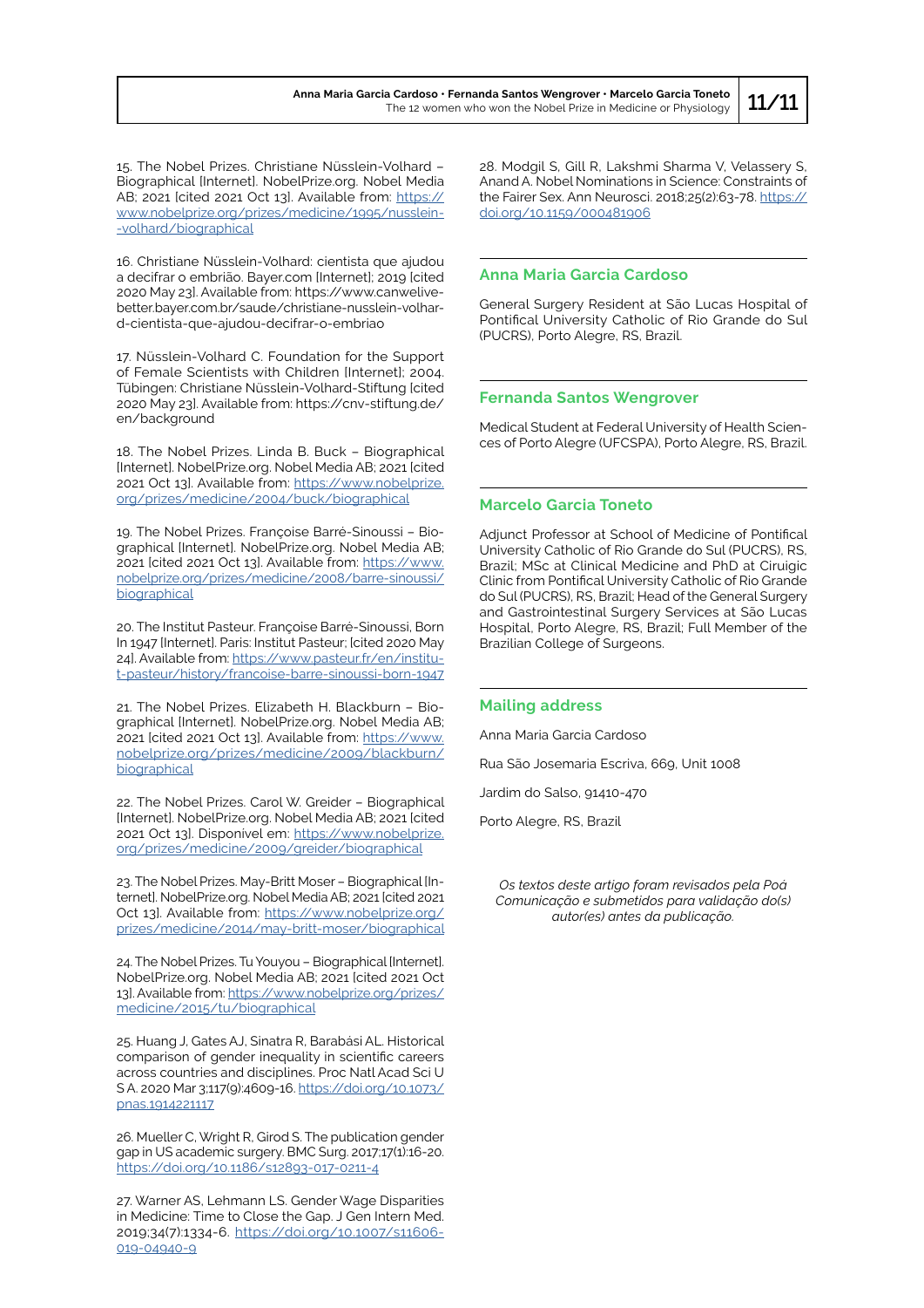15. The Nobel Prizes. Christiane Nüsslein-Volhard – Biographical [Internet]. NobelPrize.org. Nobel Media AB; 2021 [cited 2021 Oct 13]. Available from: https://www.nobelprize.org/prizes/medicine/1995/nusslein-volhard/biographical

16. Christiane Nüsslein-Volhard: cientista que ajudou a decifrar o embrião. Bayer.com [Internet]; 2019 [cited 2020 May 23]. Available from: https://www.canwelivebetter.bayer.com.br/saude/christiane-nusslein-volhard-cientista-que-ajudou-decifrar-o-embriao

17. Nüsslein-Volhard C. Foundation for the Support of Female Scientists with Children [Internet]; 2004. Tübingen: Christiane Nüsslein-Volhard-Stiftung [cited 2020 May 23]. Available from: https://cnv-stiftung.de/en/background

18. The Nobel Prizes. Linda B. Buck – Biographical [Internet]. NobelPrize.org. Nobel Media AB; 2021 [cited 2021 Oct 13]. Available from: https://www.nobelprize.org/prizes/medicine/2004/buck/biographical

19. The Nobel Prizes. Françoise Barré-Sinoussi – Biographical [Internet]. NobelPrize.org. Nobel Media AB; 2021 [cited 2021 Oct 13]. Available from: https://www.nobelprize.org/prizes/medicine/2008/barre-sinoussi/biographical

20. The Institut Pasteur. Françoise Barré-Sinoussi, Born In 1947 [Internet]. Paris: Institut Pasteur; [cited 2020 May 24]. Available from: https://www.pasteur.fr/en/institut-pasteur/history/francoise-barre-sinoussi-born-1947

21. The Nobel Prizes. Elizabeth H. Blackburn – Biographical [Internet]. NobelPrize.org. Nobel Media AB; 2021 [cited 2021 Oct 13]. Available from: https://www.nobelprize.org/prizes/medicine/2009/blackburn/biographical

22. The Nobel Prizes. Carol W. Greider – Biographical [Internet]. NobelPrize.org. Nobel Media AB; 2021 [cited 2021 Oct 13]. Disponível em: https://www.nobelprize.org/prizes/medicine/2009/greider/biographical

23. The Nobel Prizes. May-Britt Moser – Biographical [Internet]. NobelPrize.org. Nobel Media AB; 2021 [cited 2021 Oct 13]. Available from: https://www.nobelprize.org/prizes/medicine/2014/may-britt-moser/biographical

24. The Nobel Prizes. Tu Youyou – Biographical [Internet]. NobelPrize.org. Nobel Media AB; 2021 [cited 2021 Oct 13]. Available from: https://www.nobelprize.org/prizes/medicine/2015/tu/biographical

25. Huang J, Gates AJ, Sinatra R, Barabási AL. Historical comparison of gender inequality in scientific careers across countries and disciplines. Proc Natl Acad Sci U S A. 2020 Mar 3;117(9):4609-16. https://doi.org/10.1073/pnas.1914221117

26. Mueller C, Wright R, Girod S. The publication gender gap in US academic surgery. BMC Surg. 2017;17(1):16-20. https://doi.org/10.1186/s12893-017-0211-4

27. Warner AS, Lehmann LS. Gender Wage Disparities in Medicine: Time to Close the Gap. J Gen Intern Med. 2019;34(7):1334-6. https://doi.org/10.1007/s11606-019-04940-9

28. Modgil S, Gill R, Lakshmi Sharma V, Velassery S, Anand A. Nobel Nominations in Science: Constraints of the Fairer Sex. Ann Neurosci. 2018;25(2):63-78. https://doi.org/10.1159/000481906

## Anna Maria Garcia Cardoso

General Surgery Resident at São Lucas Hospital of Pontifical University Catholic of Rio Grande do Sul (PUCRS), Porto Alegre, RS, Brazil.

## Fernanda Santos Wengrover

Medical Student at Federal University of Health Sciences of Porto Alegre (UFCSPA), Porto Alegre, RS, Brazil.

## Marcelo Garcia Toneto

Adjunct Professor at School of Medicine of Pontifical University Catholic of Rio Grande do Sul (PUCRS), RS, Brazil; MSc at Clinical Medicine and PhD at Ciruigic Clinic from Pontifical University Catholic of Rio Grande do Sul (PUCRS), RS, Brazil; Head of the General Surgery and Gastrointestinal Surgery Services at São Lucas Hospital, Porto Alegre, RS, Brazil; Full Member of the Brazilian College of Surgeons.

## Mailing address

Anna Maria Garcia Cardoso

Rua São Josemaria Escriva, 669, Unit 1008

Jardim do Salso, 91410-470

Porto Alegre, RS, Brazil

*Os textos deste artigo foram revisados pela Poá Comunicação e submetidos para validação do(s) autor(es) antes da publicação.*